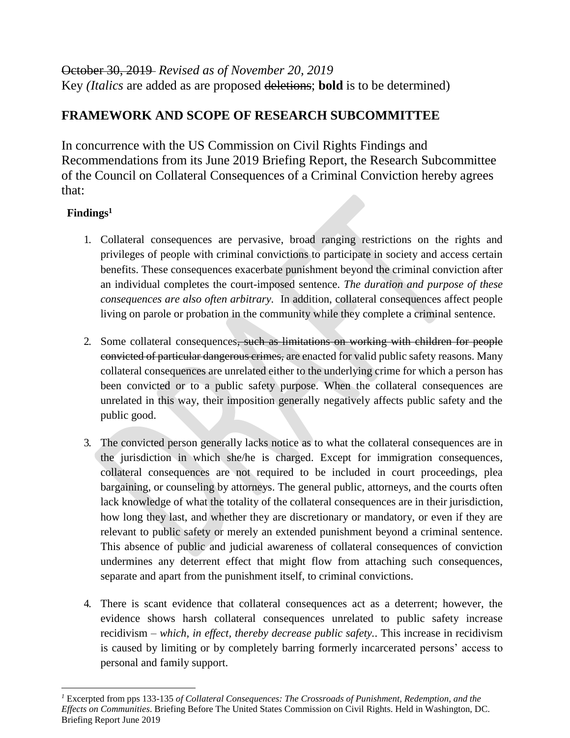~~October 30, 2019~~ *Revised as of November 20, 2019*
Key *(Italics* are added as are proposed ~~deletions~~; **bold** is to be determined)

## FRAMEWORK AND SCOPE OF RESEARCH SUBCOMMITTEE

In concurrence with the US Commission on Civil Rights Findings and Recommendations from its June 2019 Briefing Report, the Research Subcommittee of the Council on Collateral Consequences of a Criminal Conviction hereby agrees that:

**Findings**[1]

1. Collateral consequences are pervasive, broad ranging restrictions on the rights and privileges of people with criminal convictions to participate in society and access certain benefits. These consequences exacerbate punishment beyond the criminal conviction after an individual completes the court-imposed sentence. *The duration and purpose of these consequences are also often arbitrary.* In addition, collateral consequences affect people living on parole or probation in the community while they complete a criminal sentence.

2. Some collateral consequences~~, such as limitations on working with children for people convicted of particular dangerous crimes,~~ are enacted for valid public safety reasons. Many collateral consequences are unrelated either to the underlying crime for which a person has been convicted or to a public safety purpose. When the collateral consequences are unrelated in this way, their imposition generally negatively affects public safety and the public good.

3. The convicted person generally lacks notice as to what the collateral consequences are in the jurisdiction in which she/he is charged. Except for immigration consequences, collateral consequences are not required to be included in court proceedings, plea bargaining, or counseling by attorneys. The general public, attorneys, and the courts often lack knowledge of what the totality of the collateral consequences are in their jurisdiction, how long they last, and whether they are discretionary or mandatory, or even if they are relevant to public safety or merely an extended punishment beyond a criminal sentence. This absence of public and judicial awareness of collateral consequences of conviction undermines any deterrent effect that might flow from attaching such consequences, separate and apart from the punishment itself, to criminal convictions.

4. There is scant evidence that collateral consequences act as a deterrent; however, the evidence shows harsh collateral consequences unrelated to public safety increase recidivism – *which, in effect, thereby decrease public safety..* This increase in recidivism is caused by limiting or by completely barring formerly incarcerated persons' access to personal and family support.

---

[1] Excerpted from pps 133-135 *of Collateral Consequences: The Crossroads of Punishment, Redemption, and the Effects on Communities.* Briefing Before The United States Commission on Civil Rights. Held in Washington, DC. Briefing Report June 2019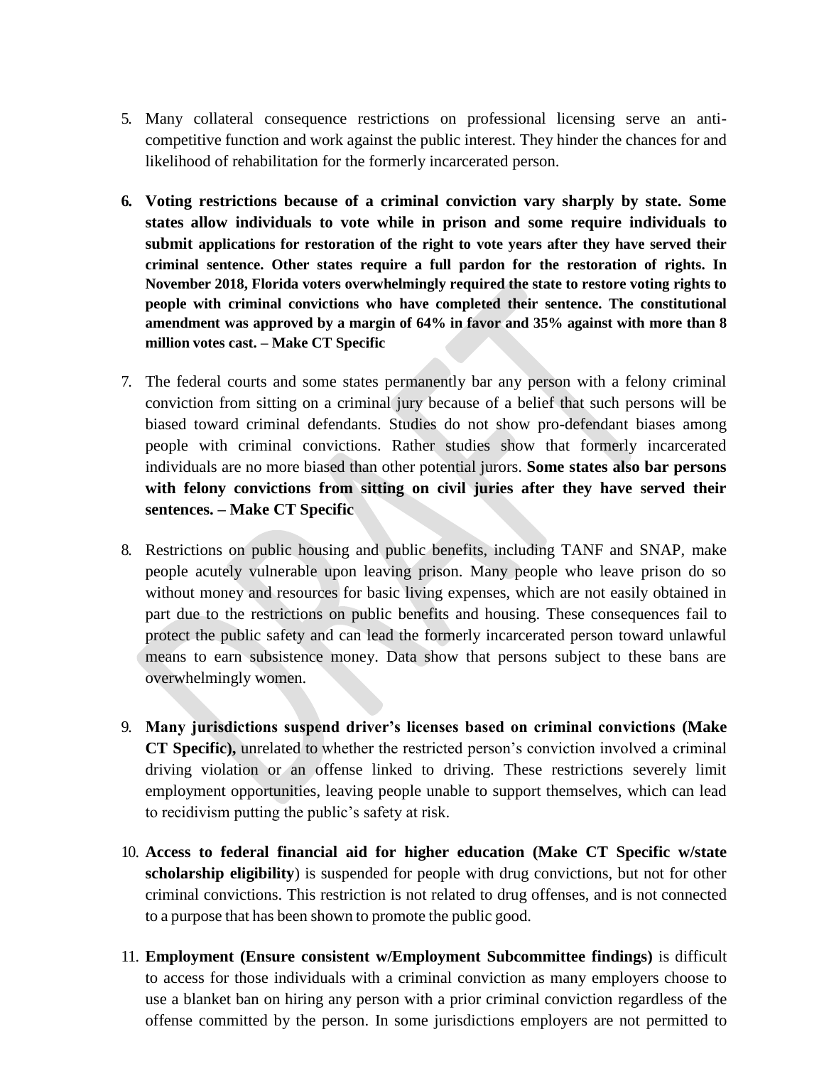5. Many collateral consequence restrictions on professional licensing serve an anti-competitive function and work against the public interest. They hinder the chances for and likelihood of rehabilitation for the formerly incarcerated person.

6. **Voting restrictions because of a criminal conviction vary sharply by state. Some states allow individuals to vote while in prison and some require individuals to submit applications for restoration of the right to vote years after they have served their criminal sentence. Other states require a full pardon for the restoration of rights. In November 2018, Florida voters overwhelmingly required the state to restore voting rights to people with criminal convictions who have completed their sentence. The constitutional amendment was approved by a margin of 64% in favor and 35% against with more than 8 million votes cast. – Make CT Specific**

7. The federal courts and some states permanently bar any person with a felony criminal conviction from sitting on a criminal jury because of a belief that such persons will be biased toward criminal defendants. Studies do not show pro-defendant biases among people with criminal convictions. Rather studies show that formerly incarcerated individuals are no more biased than other potential jurors. **Some states also bar persons with felony convictions from sitting on civil juries after they have served their sentences. – Make CT Specific**

8. Restrictions on public housing and public benefits, including TANF and SNAP, make people acutely vulnerable upon leaving prison. Many people who leave prison do so without money and resources for basic living expenses, which are not easily obtained in part due to the restrictions on public benefits and housing. These consequences fail to protect the public safety and can lead the formerly incarcerated person toward unlawful means to earn subsistence money. Data show that persons subject to these bans are overwhelmingly women.

9. **Many jurisdictions suspend driver's licenses based on criminal convictions (Make CT Specific),** unrelated to whether the restricted person's conviction involved a criminal driving violation or an offense linked to driving. These restrictions severely limit employment opportunities, leaving people unable to support themselves, which can lead to recidivism putting the public's safety at risk.

10. **Access to federal financial aid for higher education (Make CT Specific w/state scholarship eligibility**) is suspended for people with drug convictions, but not for other criminal convictions. This restriction is not related to drug offenses, and is not connected to a purpose that has been shown to promote the public good.

11. **Employment (Ensure consistent w/Employment Subcommittee findings)** is difficult to access for those individuals with a criminal conviction as many employers choose to use a blanket ban on hiring any person with a prior criminal conviction regardless of the offense committed by the person. In some jurisdictions employers are not permitted to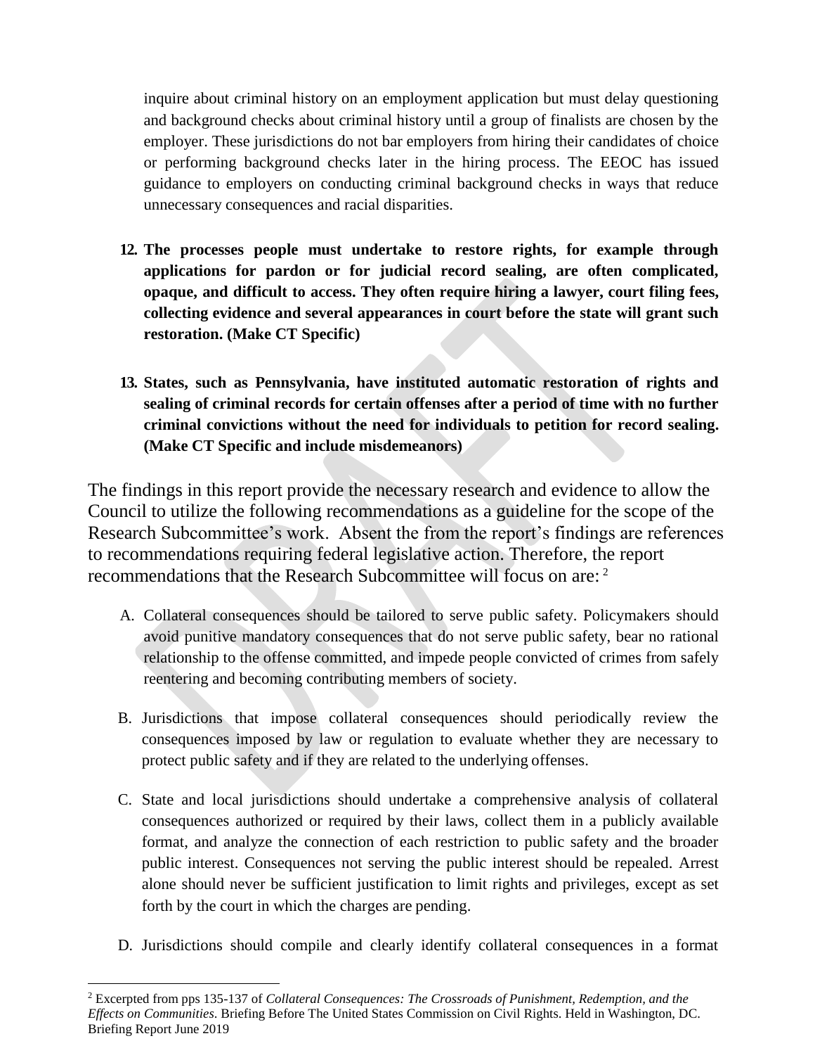inquire about criminal history on an employment application but must delay questioning and background checks about criminal history until a group of finalists are chosen by the employer. These jurisdictions do not bar employers from hiring their candidates of choice or performing background checks later in the hiring process. The EEOC has issued guidance to employers on conducting criminal background checks in ways that reduce unnecessary consequences and racial disparities.

12. **The processes people must undertake to restore rights, for example through applications for pardon or for judicial record sealing, are often complicated, opaque, and difficult to access. They often require hiring a lawyer, court filing fees, collecting evidence and several appearances in court before the state will grant such restoration. (Make CT Specific)**

13. **States, such as Pennsylvania, have instituted automatic restoration of rights and sealing of criminal records for certain offenses after a period of time with no further criminal convictions without the need for individuals to petition for record sealing. (Make CT Specific and include misdemeanors)**

The findings in this report provide the necessary research and evidence to allow the Council to utilize the following recommendations as a guideline for the scope of the Research Subcommittee's work. Absent the from the report's findings are references to recommendations requiring federal legislative action. Therefore, the report recommendations that the Research Subcommittee will focus on are: [2]

A. Collateral consequences should be tailored to serve public safety. Policymakers should avoid punitive mandatory consequences that do not serve public safety, bear no rational relationship to the offense committed, and impede people convicted of crimes from safely reentering and becoming contributing members of society.

B. Jurisdictions that impose collateral consequences should periodically review the consequences imposed by law or regulation to evaluate whether they are necessary to protect public safety and if they are related to the underlying offenses.

C. State and local jurisdictions should undertake a comprehensive analysis of collateral consequences authorized or required by their laws, collect them in a publicly available format, and analyze the connection of each restriction to public safety and the broader public interest. Consequences not serving the public interest should be repealed. Arrest alone should never be sufficient justification to limit rights and privileges, except as set forth by the court in which the charges are pending.

D. Jurisdictions should compile and clearly identify collateral consequences in a format

---

[2] Excerpted from pps 135-137 of *Collateral Consequences: The Crossroads of Punishment, Redemption, and the Effects on Communities*. Briefing Before The United States Commission on Civil Rights. Held in Washington, DC. Briefing Report June 2019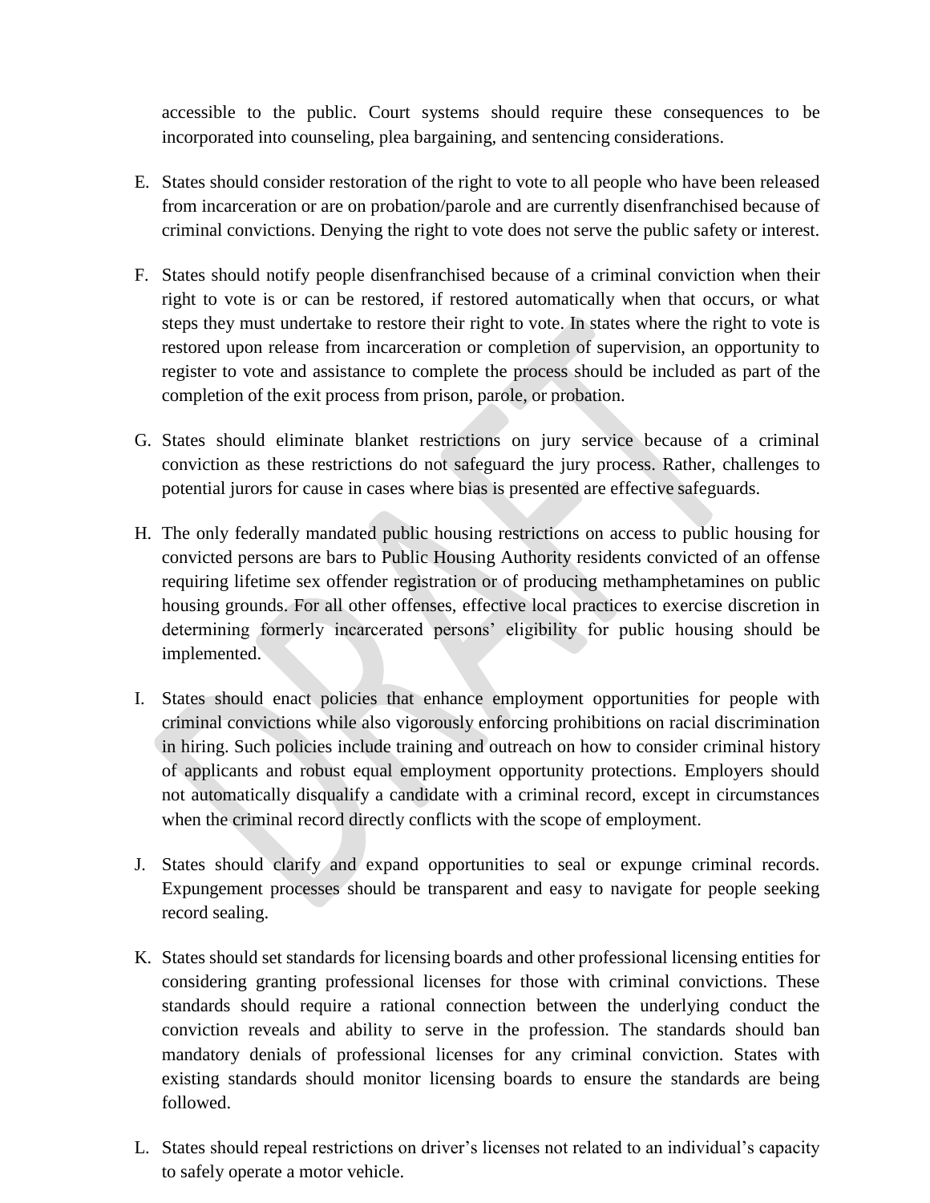accessible to the public. Court systems should require these consequences to be incorporated into counseling, plea bargaining, and sentencing considerations.

E. States should consider restoration of the right to vote to all people who have been released from incarceration or are on probation/parole and are currently disenfranchised because of criminal convictions. Denying the right to vote does not serve the public safety or interest.

F. States should notify people disenfranchised because of a criminal conviction when their right to vote is or can be restored, if restored automatically when that occurs, or what steps they must undertake to restore their right to vote. In states where the right to vote is restored upon release from incarceration or completion of supervision, an opportunity to register to vote and assistance to complete the process should be included as part of the completion of the exit process from prison, parole, or probation.

G. States should eliminate blanket restrictions on jury service because of a criminal conviction as these restrictions do not safeguard the jury process. Rather, challenges to potential jurors for cause in cases where bias is presented are effective safeguards.

H. The only federally mandated public housing restrictions on access to public housing for convicted persons are bars to Public Housing Authority residents convicted of an offense requiring lifetime sex offender registration or of producing methamphetamines on public housing grounds. For all other offenses, effective local practices to exercise discretion in determining formerly incarcerated persons' eligibility for public housing should be implemented.

I. States should enact policies that enhance employment opportunities for people with criminal convictions while also vigorously enforcing prohibitions on racial discrimination in hiring. Such policies include training and outreach on how to consider criminal history of applicants and robust equal employment opportunity protections. Employers should not automatically disqualify a candidate with a criminal record, except in circumstances when the criminal record directly conflicts with the scope of employment.

J. States should clarify and expand opportunities to seal or expunge criminal records. Expungement processes should be transparent and easy to navigate for people seeking record sealing.

K. States should set standards for licensing boards and other professional licensing entities for considering granting professional licenses for those with criminal convictions. These standards should require a rational connection between the underlying conduct the conviction reveals and ability to serve in the profession. The standards should ban mandatory denials of professional licenses for any criminal conviction. States with existing standards should monitor licensing boards to ensure the standards are being followed.

L. States should repeal restrictions on driver's licenses not related to an individual's capacity to safely operate a motor vehicle.